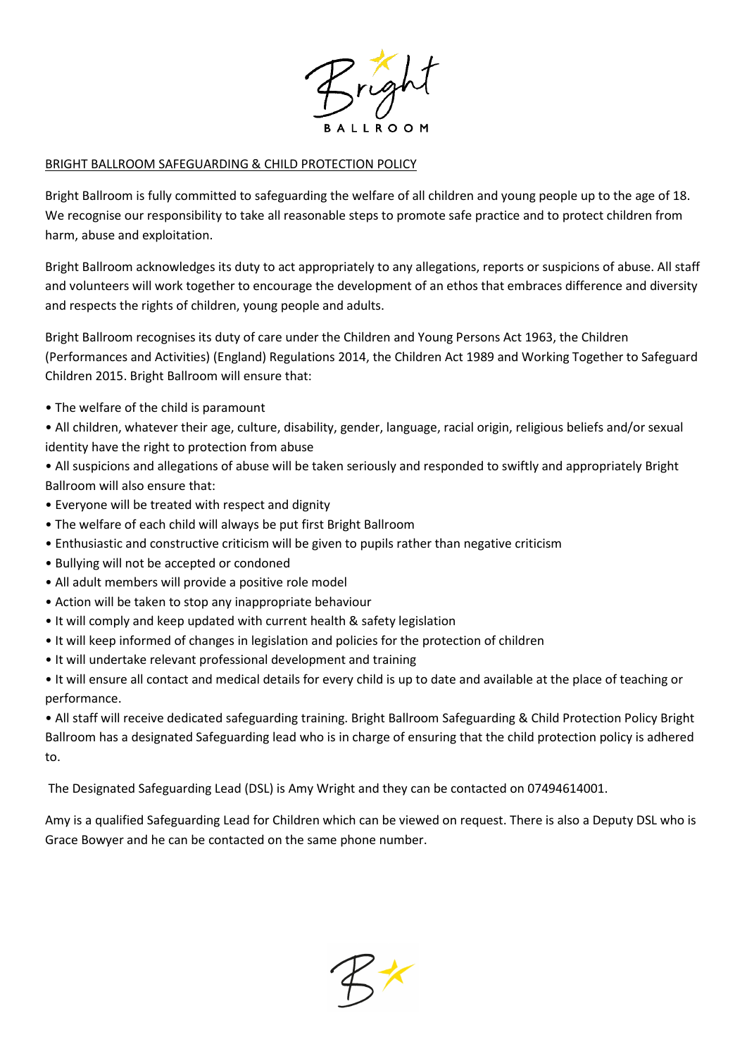Bright
BALLROOM

BRIGHT BALLROOM SAFEGUARDING & CHILD PROTECTION POLICY

Bright Ballroom is fully committed to safeguarding the welfare of all children and young people up to the age of 18. We recognise our responsibility to take all reasonable steps to promote safe practice and to protect children from harm, abuse and exploitation.

Bright Ballroom acknowledges its duty to act appropriately to any allegations, reports or suspicions of abuse. All staff and volunteers will work together to encourage the development of an ethos that embraces difference and diversity and respects the rights of children, young people and adults.

Bright Ballroom recognises its duty of care under the Children and Young Persons Act 1963, the Children (Performances and Activities) (England) Regulations 2014, the Children Act 1989 and Working Together to Safeguard Children 2015. Bright Ballroom will ensure that:

- The welfare of the child is paramount
- All children, whatever their age, culture, disability, gender, language, racial origin, religious beliefs and/or sexual identity have the right to protection from abuse
- All suspicions and allegations of abuse will be taken seriously and responded to swiftly and appropriately Bright Ballroom will also ensure that:
- Everyone will be treated with respect and dignity
- The welfare of each child will always be put first Bright Ballroom
- Enthusiastic and constructive criticism will be given to pupils rather than negative criticism
- Bullying will not be accepted or condoned
- All adult members will provide a positive role model
- Action will be taken to stop any inappropriate behaviour
- It will comply and keep updated with current health & safety legislation
- It will keep informed of changes in legislation and policies for the protection of children
- It will undertake relevant professional development and training
- It will ensure all contact and medical details for every child is up to date and available at the place of teaching or performance.
- All staff will receive dedicated safeguarding training. Bright Ballroom Safeguarding & Child Protection Policy Bright Ballroom has a designated Safeguarding lead who is in charge of ensuring that the child protection policy is adhered to.

The Designated Safeguarding Lead (DSL) is Amy Wright and they can be contacted on 07494614001.

Amy is a qualified Safeguarding Lead for Children which can be viewed on request. There is also a Deputy DSL who is Grace Bowyer and he can be contacted on the same phone number.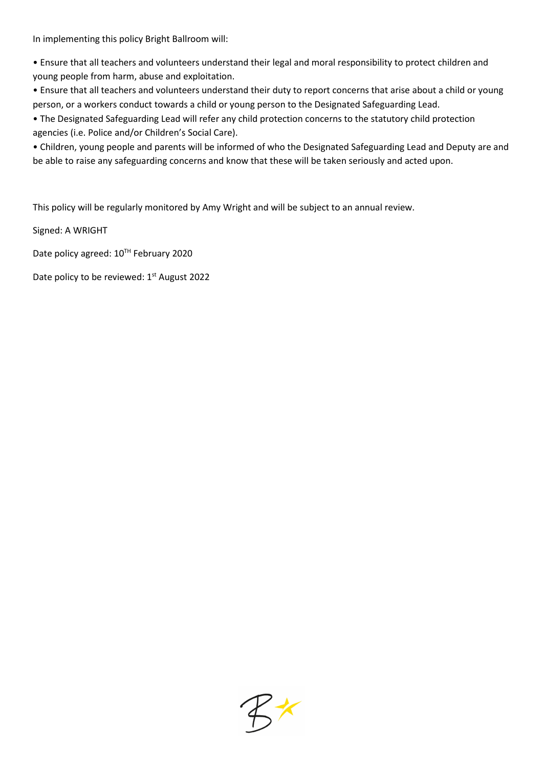In implementing this policy Bright Ballroom will:

- Ensure that all teachers and volunteers understand their legal and moral responsibility to protect children and young people from harm, abuse and exploitation.
- Ensure that all teachers and volunteers understand their duty to report concerns that arise about a child or young person, or a workers conduct towards a child or young person to the Designated Safeguarding Lead.
- The Designated Safeguarding Lead will refer any child protection concerns to the statutory child protection agencies (i.e. Police and/or Children's Social Care).
- Children, young people and parents will be informed of who the Designated Safeguarding Lead and Deputy are and be able to raise any safeguarding concerns and know that these will be taken seriously and acted upon.

This policy will be regularly monitored by Amy Wright and will be subject to an annual review.

Signed: A WRIGHT

Date policy agreed: 10TH February 2020

Date policy to be reviewed: 1st August 2022